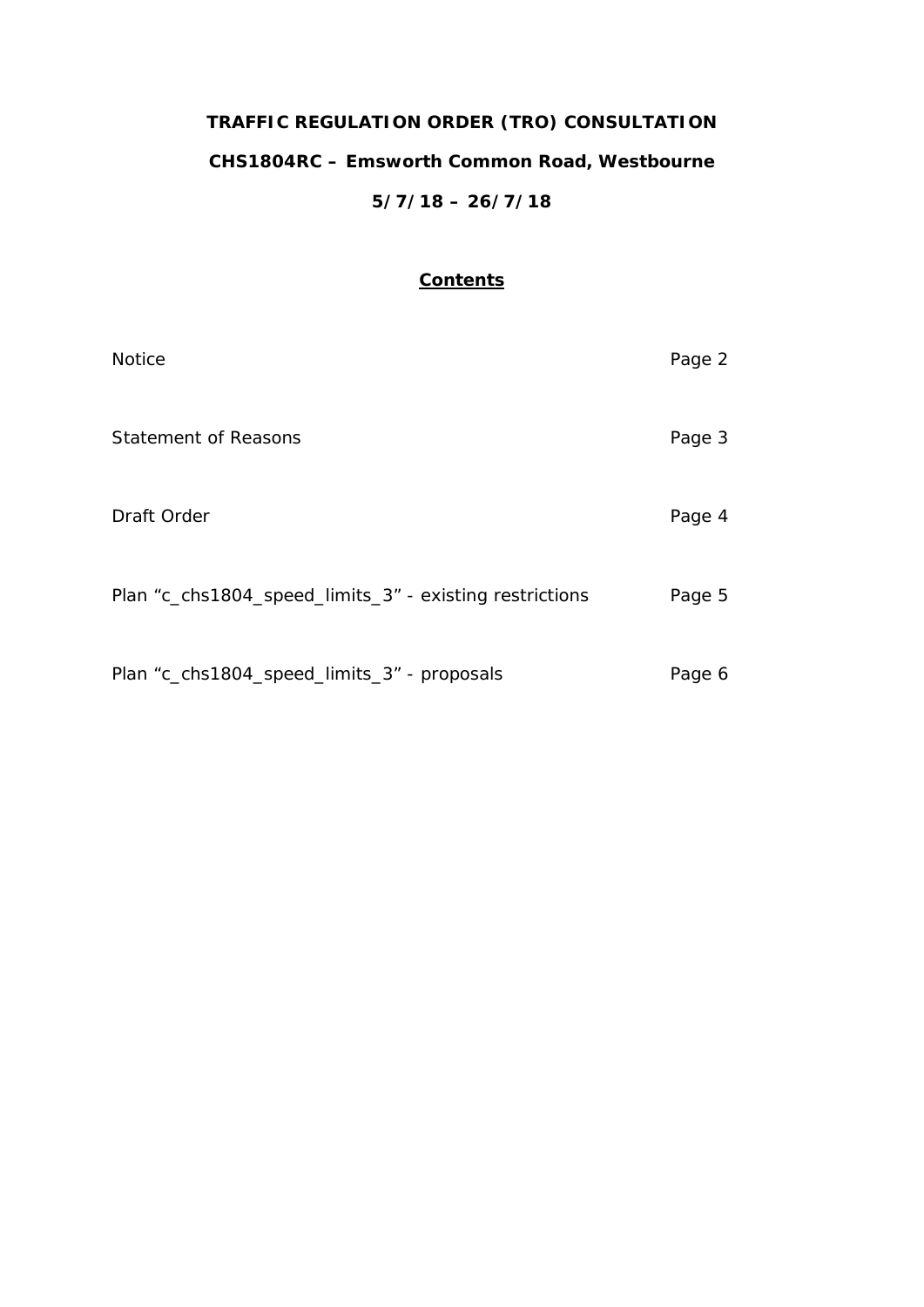# TRAFFIC REGULATION ORDER (TRO) CONSULTATION

## CHS1804RC – Emsworth Common Road, Westbourne

## 5/7/18 – 26/7/18

**Contents**

| | |
|---|---|
| Notice | Page 2 |
| Statement of Reasons | Page 3 |
| Draft Order | Page 4 |
| Plan "c_chs1804_speed_limits_3" - existing restrictions | Page 5 |
| Plan "c_chs1804_speed_limits_3" - proposals | Page 6 |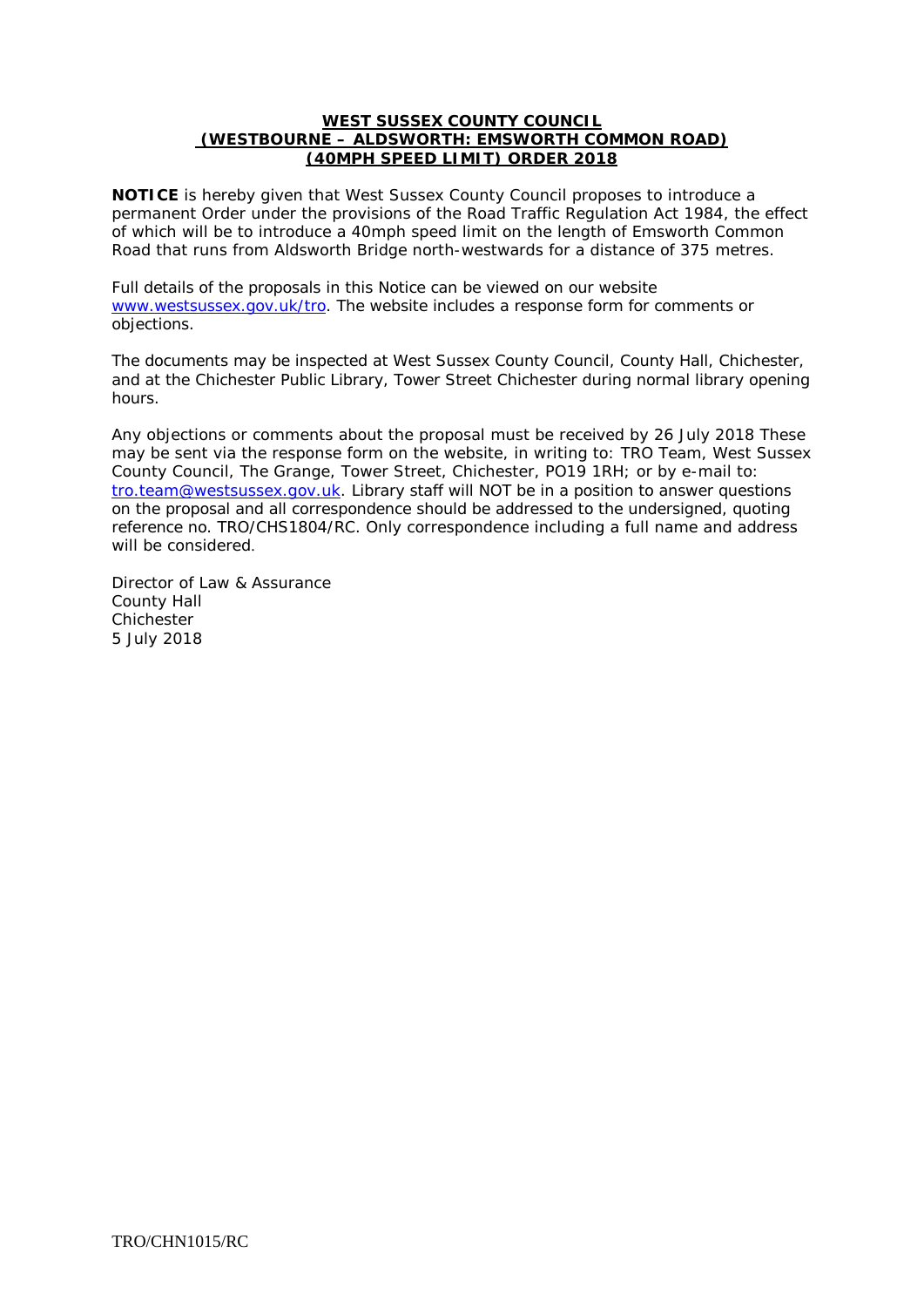# WEST SUSSEX COUNTY COUNCIL
# (WESTBOURNE – ALDSWORTH: EMSWORTH COMMON ROAD)
# (40MPH SPEED LIMIT) ORDER 2018

**NOTICE** is hereby given that West Sussex County Council proposes to introduce a permanent Order under the provisions of the Road Traffic Regulation Act 1984, the effect of which will be to introduce a 40mph speed limit on the length of Emsworth Common Road that runs from Aldsworth Bridge north-westwards for a distance of 375 metres.

Full details of the proposals in this Notice can be viewed on our website [www.westsussex.gov.uk/tro](http://www.westsussex.gov.uk/tro). The website includes a response form for comments or objections.

The documents may be inspected at West Sussex County Council, County Hall, Chichester, and at the Chichester Public Library, Tower Street Chichester during normal library opening hours.

Any objections or comments about the proposal must be received by 26 July 2018 These may be sent via the response form on the website, in writing to: TRO Team, West Sussex County Council, The Grange, Tower Street, Chichester, PO19 1RH; or by e-mail to: [tro.team@westsussex.gov.uk](mailto:tro.team@westsussex.gov.uk). Library staff will NOT be in a position to answer questions on the proposal and all correspondence should be addressed to the undersigned, quoting reference no. TRO/CHS1804/RC. Only correspondence including a full name and address will be considered.

Director of Law & Assurance
County Hall
Chichester
5 July 2018

TRO/CHN1015/RC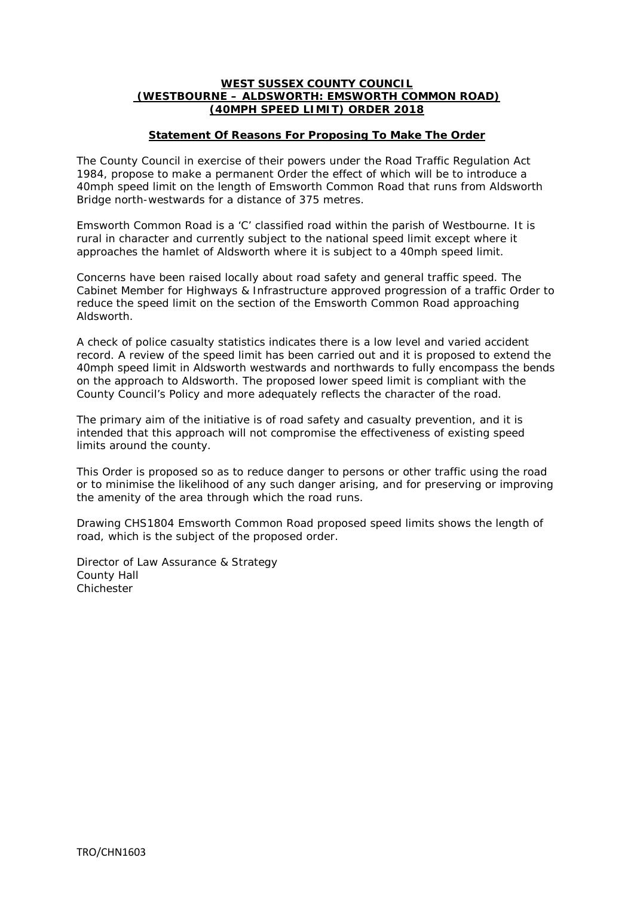# WEST SUSSEX COUNTY COUNCIL (WESTBOURNE – ALDSWORTH: EMSWORTH COMMON ROAD) (40MPH SPEED LIMIT) ORDER 2018

## Statement Of Reasons For Proposing To Make The Order

The County Council in exercise of their powers under the Road Traffic Regulation Act 1984, propose to make a permanent Order the effect of which will be to introduce a 40mph speed limit on the length of Emsworth Common Road that runs from Aldsworth Bridge north-westwards for a distance of 375 metres.

Emsworth Common Road is a 'C' classified road within the parish of Westbourne. It is rural in character and currently subject to the national speed limit except where it approaches the hamlet of Aldsworth where it is subject to a 40mph speed limit.

Concerns have been raised locally about road safety and general traffic speed. The Cabinet Member for Highways & Infrastructure approved progression of a traffic Order to reduce the speed limit on the section of the Emsworth Common Road approaching Aldsworth.

A check of police casualty statistics indicates there is a low level and varied accident record. A review of the speed limit has been carried out and it is proposed to extend the 40mph speed limit in Aldsworth westwards and northwards to fully encompass the bends on the approach to Aldsworth. The proposed lower speed limit is compliant with the County Council's Policy and more adequately reflects the character of the road.

The primary aim of the initiative is of road safety and casualty prevention, and it is intended that this approach will not compromise the effectiveness of existing speed limits around the county.

This Order is proposed so as to reduce danger to persons or other traffic using the road or to minimise the likelihood of any such danger arising, and for preserving or improving the amenity of the area through which the road runs.

Drawing CHS1804 Emsworth Common Road proposed speed limits shows the length of road, which is the subject of the proposed order.

Director of Law Assurance & Strategy
County Hall
Chichester

TRO/CHN1603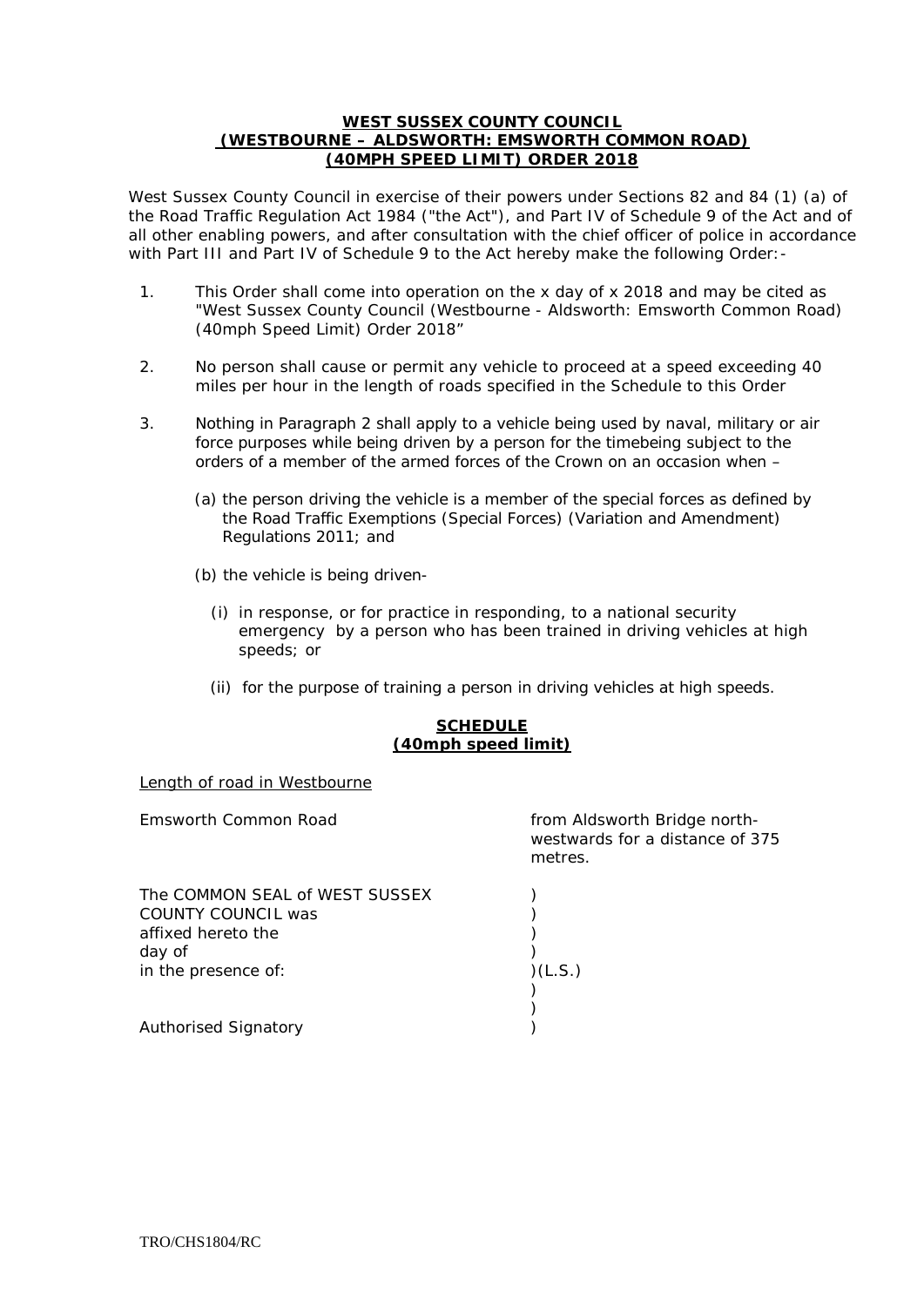**WEST SUSSEX COUNTY COUNCIL**
**(WESTBOURNE – ALDSWORTH: EMSWORTH COMMON ROAD)**
**(40MPH SPEED LIMIT) ORDER 2018**

West Sussex County Council in exercise of their powers under Sections 82 and 84 (1) (a) of the Road Traffic Regulation Act 1984 ("the Act"), and Part IV of Schedule 9 of the Act and of all other enabling powers, and after consultation with the chief officer of police in accordance with Part III and Part IV of Schedule 9 to the Act hereby make the following Order:-

1. This Order shall come into operation on the x day of x 2018 and may be cited as "West Sussex County Council (Westbourne - Aldsworth: Emsworth Common Road) (40mph Speed Limit) Order 2018"

2. No person shall cause or permit any vehicle to proceed at a speed exceeding 40 miles per hour in the length of roads specified in the Schedule to this Order

3. Nothing in Paragraph 2 shall apply to a vehicle being used by naval, military or air force purposes while being driven by a person for the timebeing subject to the orders of a member of the armed forces of the Crown on an occasion when –

   (a) the person driving the vehicle is a member of the special forces as defined by the Road Traffic Exemptions (Special Forces) (Variation and Amendment) Regulations 2011; and

   (b) the vehicle is being driven-

      (i) in response, or for practice in responding, to a national security emergency by a person who has been trained in driving vehicles at high speeds; or

      (ii) for the purpose of training a person in driving vehicles at high speeds.

**SCHEDULE**
**(40mph speed limit)**

Length of road in Westbourne

| | |
|---|---|
| Emsworth Common Road | from Aldsworth Bridge north-westwards for a distance of 375 metres. |

The COMMON SEAL of WEST SUSSEX )
COUNTY COUNCIL was )
affixed hereto the )
day of )
in the presence of: )(L.S.)
)
)
Authorised Signatory )

TRO/CHS1804/RC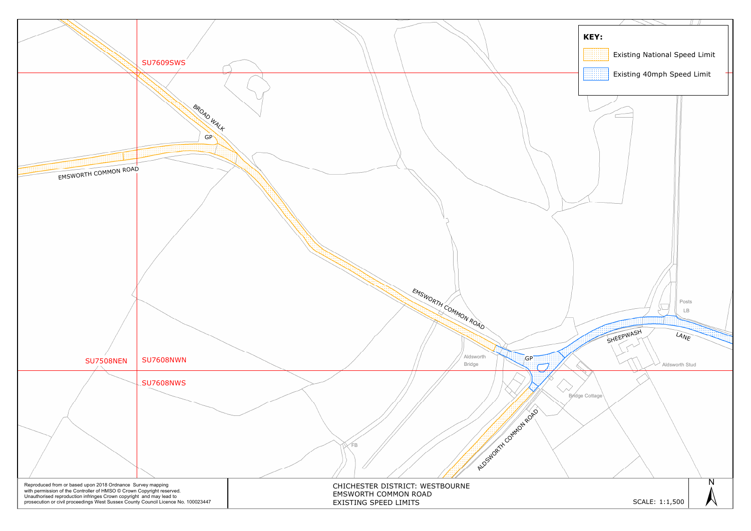**KEY:**

- Existing National Speed Limit
- Existing 40mph Speed Limit

SU7609SWS

BROAD WALK

GP

EMSWORTH COMMON ROAD

EMSWORTH COMMON ROAD

SU7508NEN

SU7608NWN

SU7608NWS

Aldsworth Bridge

GP

SHEEPWASH

LANE

Posts

LB

Aldsworth Stud

Bridge Cottage

ALDSWORTH COMMON ROAD

FB

Reproduced from or based upon 2018 Ordnance Survey mapping with permission of the Controller of HMSO © Crown Copyright reserved. Unauthorised reproduction infringes Crown copyright and may lead to prosecution or civil proceedings West Sussex County Council Licence No. 100023447

CHICHESTER DISTRICT: WESTBOURNE
EMSWORTH COMMON ROAD
EXISTING SPEED LIMITS

SCALE: 1:1,500

N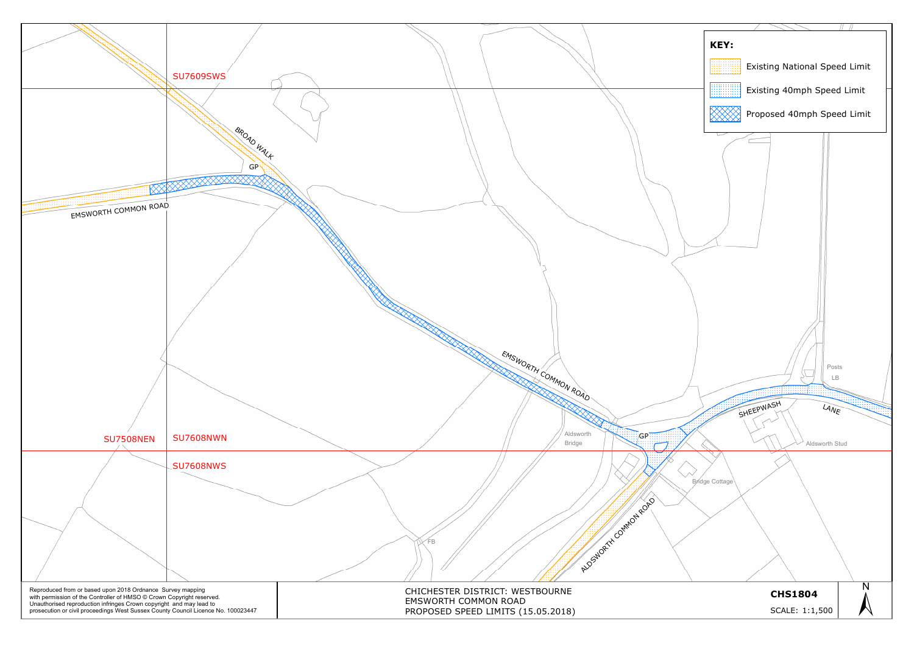**KEY:**

Existing National Speed Limit

Existing 40mph Speed Limit

Proposed 40mph Speed Limit

SU7609SWS

BROAD WALK

GP

EMSWORTH COMMON ROAD

EMSWORTH COMMON ROAD

Aldsworth Bridge

GP

SHEEPWASH

LANE

Posts

LB

Aldsworth Stud

Bridge Cottage

ALDSWORTH COMMON ROAD

FB

SU7508NEN

SU7608NWN

SU7608NWS

Reproduced from or based upon 2018 Ordnance Survey mapping with permission of the Controller of HMSO © Crown Copyright reserved. Unauthorised reproduction infringes Crown copyright and may lead to prosecution or civil proceedings West Sussex County Council Licence No. 100023447

CHICHESTER DISTRICT: WESTBOURNE
EMSWORTH COMMON ROAD
PROPOSED SPEED LIMITS (15.05.2018)

**CHS1804**

SCALE: 1:1,500

N